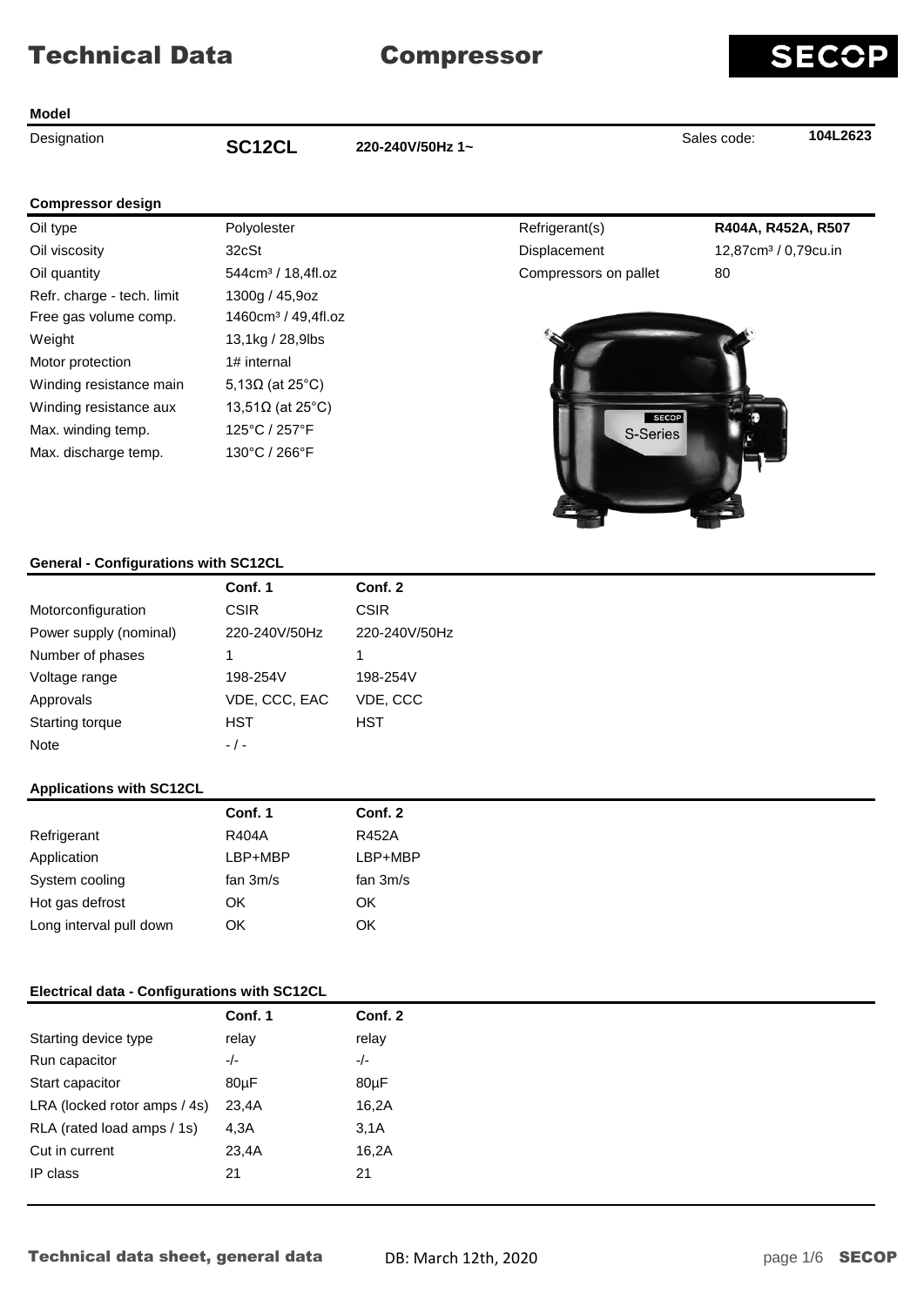# Technical Data — Compressor

SECOP

## Model

| Designation | SC12CL | 220-240V/50Hz 1~ | Sales code: | 104L2623 |
|---|---|---|---|---|

## Compressor design

| | | | |
|---|---|---|---|
| Oil type | Polyolester | Refrigerant(s) | **R404A, R452A, R507** |
| Oil viscosity | 32cSt | Displacement | 12,87cm³ / 0,79cu.in |
| Oil quantity | 544cm³ / 18,4fl.oz | Compressors on pallet | 80 |
| Refr. charge - tech. limit | 1300g / 45,9oz | | |
| Free gas volume comp. | 1460cm³ / 49,4fl.oz | | |
| Weight | 13,1kg / 28,9lbs | | |
| Motor protection | 1# internal | | |
| Winding resistance main | 5,13Ω (at 25°C) | | |
| Winding resistance aux | 13,51Ω (at 25°C) | | |
| Max. winding temp. | 125°C / 257°F | | |
| Max. discharge temp. | 130°C / 266°F | | |

## General - Configurations with SC12CL

| | Conf. 1 | Conf. 2 |
|---|---|---|
| Motorconfiguration | CSIR | CSIR |
| Power supply (nominal) | 220-240V/50Hz | 220-240V/50Hz |
| Number of phases | 1 | 1 |
| Voltage range | 198-254V | 198-254V |
| Approvals | VDE, CCC, EAC | VDE, CCC |
| Starting torque | HST | HST |
| Note | - / - | |

## Applications with SC12CL

| | Conf. 1 | Conf. 2 |
|---|---|---|
| Refrigerant | R404A | R452A |
| Application | LBP+MBP | LBP+MBP |
| System cooling | fan 3m/s | fan 3m/s |
| Hot gas defrost | OK | OK |
| Long interval pull down | OK | OK |

## Electrical data - Configurations with SC12CL

| | Conf. 1 | Conf. 2 |
|---|---|---|
| Starting device type | relay | relay |
| Run capacitor | -/- | -/- |
| Start capacitor | 80µF | 80µF |
| LRA (locked rotor amps / 4s) | 23,4A | 16,2A |
| RLA (rated load amps / 1s) | 4,3A | 3,1A |
| Cut in current | 23,4A | 16,2A |
| IP class | 21 | 21 |

Technical data sheet, general data — DB: March 12th, 2020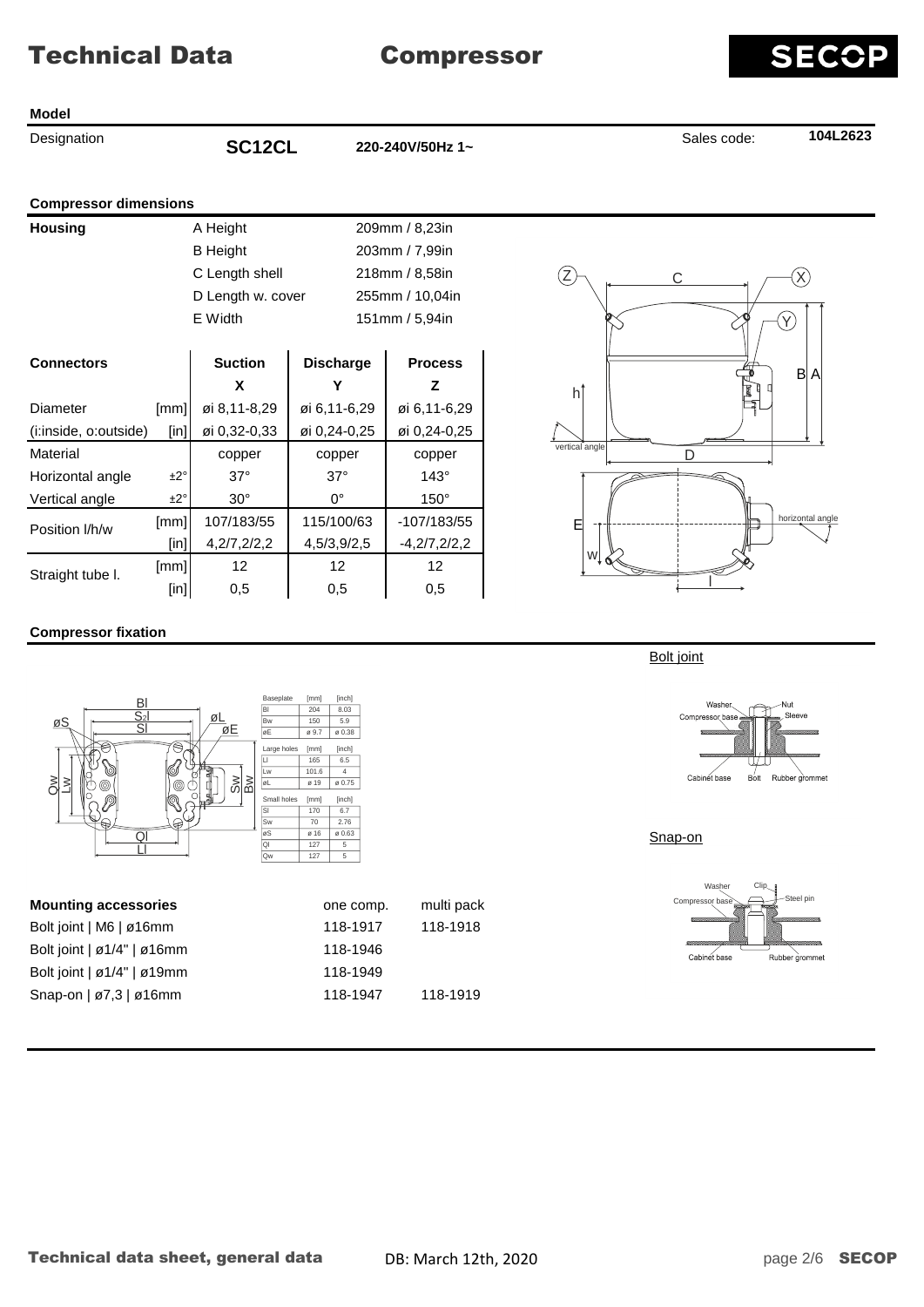# Technical Data — Compressor

SECOP

## Model

| Designation | SC12CL | 220-240V/50Hz 1~ | Sales code: | 104L2623 |
|---|---|---|---|---|

## Compressor dimensions

| Housing | | |
|---|---|---|
| | A Height | 209mm / 8,23in |
| | B Height | 203mm / 7,99in |
| | C Length shell | 218mm / 8,58in |
| | D Length w. cover | 255mm / 10,04in |
| | E Width | 151mm / 5,94in |

| Connectors | | Suction | Discharge | Process |
|---|---|---|---|---|
| | | X | Y | Z |
| Diameter | [mm] | øi 8,11-8,29 | øi 6,11-6,29 | øi 6,11-6,29 |
| (i:inside, o:outside) | [in] | øi 0,32-0,33 | øi 0,24-0,25 | øi 0,24-0,25 |
| Material | | copper | copper | copper |
| Horizontal angle | ±2° | 37° | 37° | 143° |
| Vertical angle | ±2° | 30° | 0° | 150° |
| Position l/h/w | [mm] | 107/183/55 | 115/100/63 | -107/183/55 |
| | [in] | 4,2/7,2/2,2 | 4,5/3,9/2,5 | -4,2/7,2/2,2 |
| Straight tube l. | [mm] | 12 | 12 | 12 |
| | [in] | 0,5 | 0,5 | 0,5 |

## Compressor fixation

| Baseplate | [mm] | [inch] |
|---|---|---|
| Bl | 204 | 8.03 |
| Bw | 150 | 5.9 |
| øE | ø 9.7 | ø 0.38 |

| Large holes | [mm] | [inch] |
|---|---|---|
| Ll | 165 | 6.5 |
| Lw | 101.6 | 4 |
| øL | ø 19 | ø 0.75 |

| Small holes | [mm] | [inch] |
|---|---|---|
| Sl | 170 | 6.7 |
| Sw | 70 | 2.76 |
| øS | ø 16 | ø 0.63 |
| Ql | 127 | 5 |
| Qw | 127 | 5 |

Bolt joint

Snap-on

| Mounting accessories | one comp. | multi pack |
|---|---|---|
| Bolt joint \| M6 \| ø16mm | 118-1917 | 118-1918 |
| Bolt joint \| ø1/4" \| ø16mm | 118-1946 | |
| Bolt joint \| ø1/4" \| ø19mm | 118-1949 | |
| Snap-on \| ø7,3 \| ø16mm | 118-1947 | 118-1919 |

Technical data sheet, general data — DB: March 12th, 2020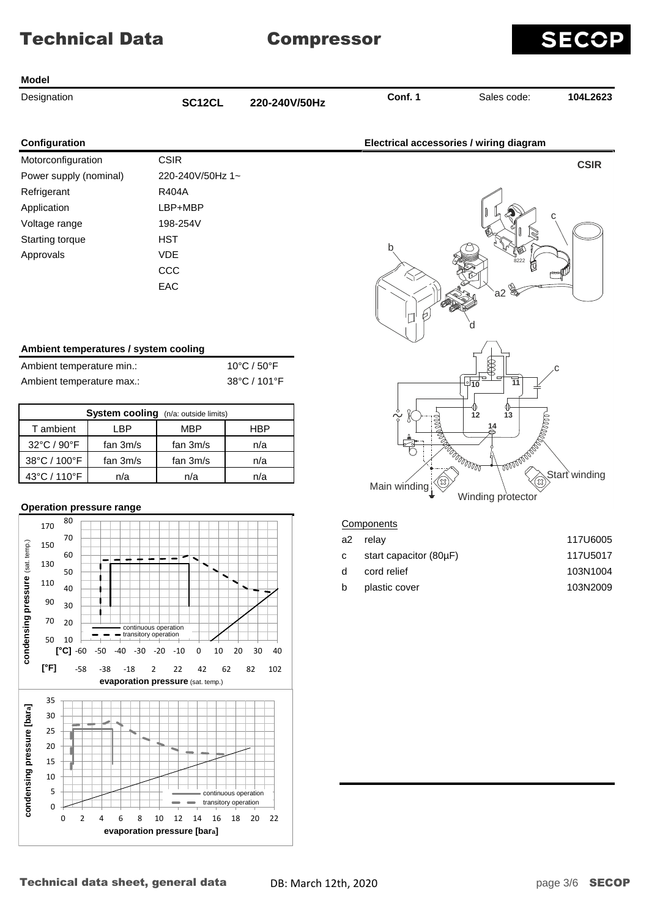## Model

| Designation | SC12CL | 220-240V/50Hz | Conf. 1 | Sales code: | 104L2623 |
|---|---|---|---|---|---|

## Configuration

| | |
|---|---|
| Motorconfiguration | CSIR |
| Power supply (nominal) | 220-240V/50Hz 1~ |
| Refrigerant | R404A |
| Application | LBP+MBP |
| Voltage range | 198-254V |
| Starting torque | HST |
| Approvals | VDE |
| | CCC |
| | EAC |

## Electrical accessories / wiring diagram

CSIR

Main winding

Winding protector

Start winding

### Components

| | | |
|---|---|---|
| a2 | relay | 117U6005 |
| c | start capacitor (80µF) | 117U5017 |
| d | cord relief | 103N1004 |
| b | plastic cover | 103N2009 |

## Ambient temperatures / system cooling

| | |
|---|---|
| Ambient temperature min.: | 10°C / 50°F |
| Ambient temperature max.: | 38°C / 101°F |

| System cooling (n/a: outside limits) | | | |
|---|---|---|---|
| T ambient | LBP | MBP | HBP |
| 32°C / 90°F | fan 3m/s | fan 3m/s | n/a |
| 38°C / 100°F | fan 3m/s | fan 3m/s | n/a |
| 43°C / 110°F | n/a | n/a | n/a |

## Operation pressure range

condensing pressure (sat. temp.)

evaporation pressure (sat. temp.)

continuous operation

transitory operation

condensing pressure [bara]

evaporation pressure [bara]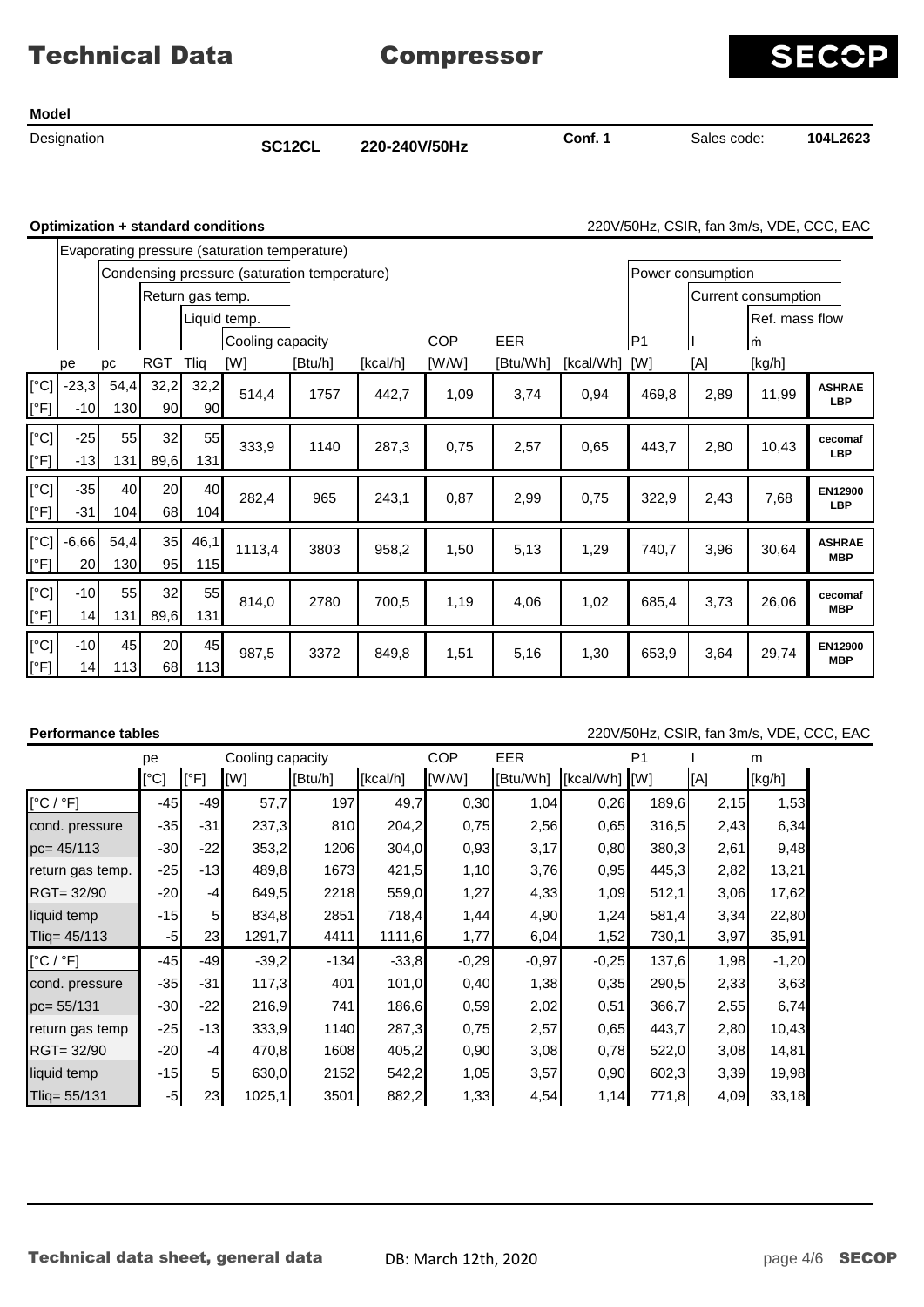# Technical Data — Compressor

**Model**

| Designation | SC12CL | 220-240V/50Hz | Conf. 1 | Sales code: | 104L2623 |
|---|---|---|---|---|---|

**Optimization + standard conditions**

220V/50Hz, CSIR, fan 3m/s, VDE, CCC, EAC

| | Evaporating pressure (saturation temperature) | Condensing pressure (saturation temperature) | Return gas temp. | Liquid temp. | Cooling capacity | | | COP | EER | | Power consumption | Current consumption | Ref. mass flow | |
|---|---|---|---|---|---|---|---|---|---|---|---|---|---|---|
| | pe | pc | RGT | Tliq | [W] | [Btu/h] | [kcal/h] | [W/W] | [Btu/Wh] | [kcal/Wh] | P1 [W] | I [A] | ṁ [kg/h] | |
| [°C] | -23,3 | 54,4 | 32,2 | 32,2 | 514,4 | 1757 | 442,7 | 1,09 | 3,74 | 0,94 | 469,8 | 2,89 | 11,99 | ASHRAE LBP |
| [°F] | -10 | 130 | 90 | 90 | | | | | | | | | | |
| [°C] | -25 | 55 | 32 | 55 | 333,9 | 1140 | 287,3 | 0,75 | 2,57 | 0,65 | 443,7 | 2,80 | 10,43 | cecomaf LBP |
| [°F] | -13 | 131 | 89,6 | 131 | | | | | | | | | | |
| [°C] | -35 | 40 | 20 | 40 | 282,4 | 965 | 243,1 | 0,87 | 2,99 | 0,75 | 322,9 | 2,43 | 7,68 | EN12900 LBP |
| [°F] | -31 | 104 | 68 | 104 | | | | | | | | | | |
| [°C] | -6,66 | 54,4 | 35 | 46,1 | 1113,4 | 3803 | 958,2 | 1,50 | 5,13 | 1,29 | 740,7 | 3,96 | 30,64 | ASHRAE MBP |
| [°F] | 20 | 130 | 95 | 115 | | | | | | | | | | |
| [°C] | -10 | 55 | 32 | 55 | 814,0 | 2780 | 700,5 | 1,19 | 4,06 | 1,02 | 685,4 | 3,73 | 26,06 | cecomaf MBP |
| [°F] | 14 | 131 | 89,6 | 131 | | | | | | | | | | |
| [°C] | -10 | 45 | 20 | 45 | 987,5 | 3372 | 849,8 | 1,51 | 5,16 | 1,30 | 653,9 | 3,64 | 29,74 | EN12900 MBP |
| [°F] | 14 | 113 | 68 | 113 | | | | | | | | | | |

**Performance tables**

220V/50Hz, CSIR, fan 3m/s, VDE, CCC, EAC

| | pe [°C] | pe [°F] | Cooling capacity [W] | [Btu/h] | [kcal/h] | COP [W/W] | EER [Btu/Wh] | [kcal/Wh] | P1 [W] | I [A] | m [kg/h] |
|---|---|---|---|---|---|---|---|---|---|---|---|
| [°C / °F] | -45 | -49 | 57,7 | 197 | 49,7 | 0,30 | 1,04 | 0,26 | 189,6 | 2,15 | 1,53 |
| cond. pressure | -35 | -31 | 237,3 | 810 | 204,2 | 0,75 | 2,56 | 0,65 | 316,5 | 2,43 | 6,34 |
| pc= 45/113 | -30 | -22 | 353,2 | 1206 | 304,0 | 0,93 | 3,17 | 0,80 | 380,3 | 2,61 | 9,48 |
| return gas temp. | -25 | -13 | 489,8 | 1673 | 421,5 | 1,10 | 3,76 | 0,95 | 445,3 | 2,82 | 13,21 |
| RGT= 32/90 | -20 | -4 | 649,5 | 2218 | 559,0 | 1,27 | 4,33 | 1,09 | 512,1 | 3,06 | 17,62 |
| liquid temp | -15 | 5 | 834,8 | 2851 | 718,4 | 1,44 | 4,90 | 1,24 | 581,4 | 3,34 | 22,80 |
| Tliq= 45/113 | -5 | 23 | 1291,7 | 4411 | 1111,6 | 1,77 | 6,04 | 1,52 | 730,1 | 3,97 | 35,91 |
| [°C / °F] | -45 | -49 | -39,2 | -134 | -33,8 | -0,29 | -0,97 | -0,25 | 137,6 | 1,98 | -1,20 |
| cond. pressure | -35 | -31 | 117,3 | 401 | 101,0 | 0,40 | 1,38 | 0,35 | 290,5 | 2,33 | 3,63 |
| pc= 55/131 | -30 | -22 | 216,9 | 741 | 186,6 | 0,59 | 2,02 | 0,51 | 366,7 | 2,55 | 6,74 |
| return gas temp | -25 | -13 | 333,9 | 1140 | 287,3 | 0,75 | 2,57 | 0,65 | 443,7 | 2,80 | 10,43 |
| RGT= 32/90 | -20 | -4 | 470,8 | 1608 | 405,2 | 0,90 | 3,08 | 0,78 | 522,0 | 3,08 | 14,81 |
| liquid temp | -15 | 5 | 630,0 | 2152 | 542,2 | 1,05 | 3,57 | 0,90 | 602,3 | 3,39 | 19,98 |
| Tliq= 55/131 | -5 | 23 | 1025,1 | 3501 | 882,2 | 1,33 | 4,54 | 1,14 | 771,8 | 4,09 | 33,18 |

Technical data sheet, general data — DB: March 12th, 2020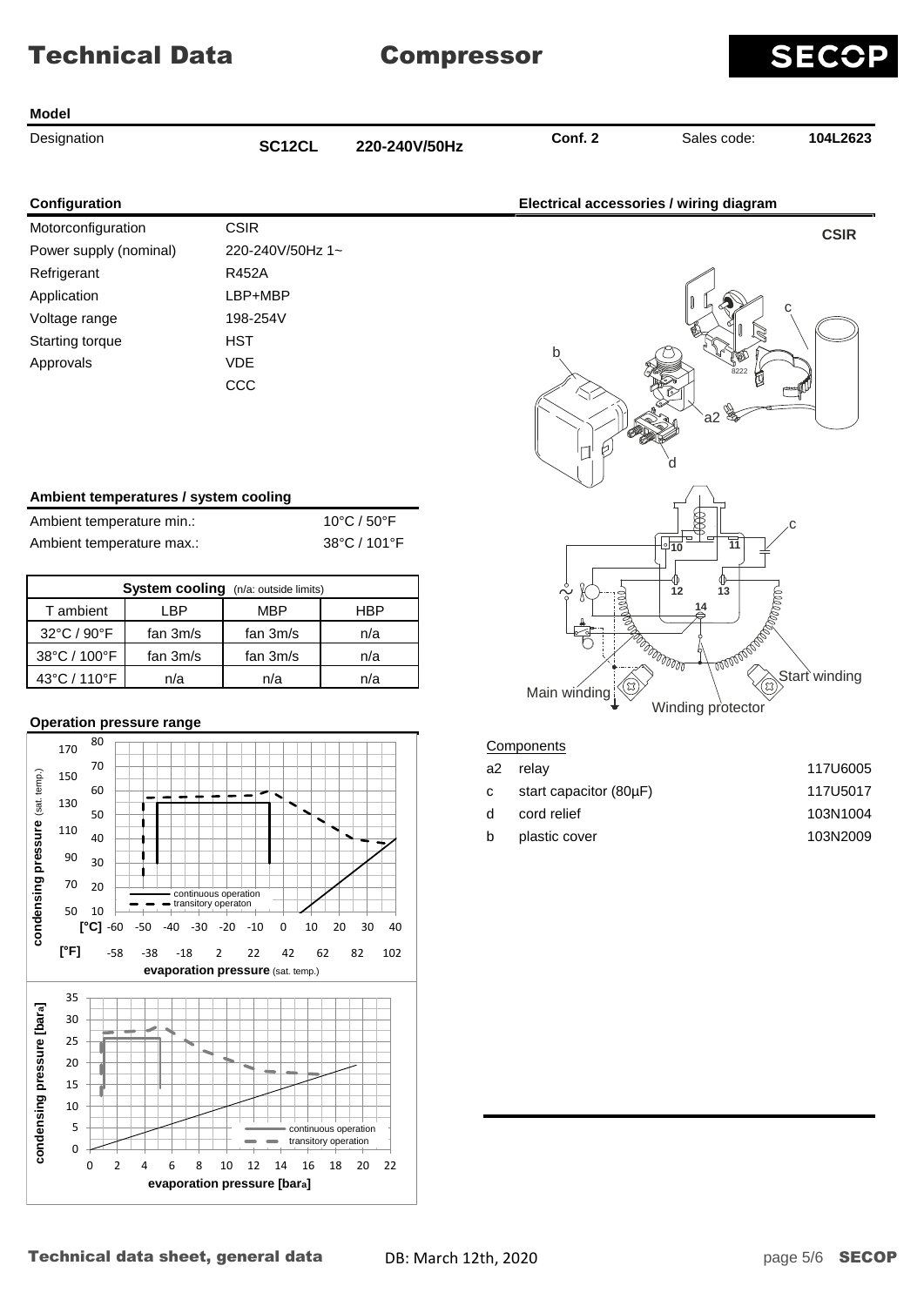# Technical Data — Compressor

## Model

| Designation | SC12CL | 220-240V/50Hz | Conf. 2 | Sales code: | 104L2623 |
|---|---|---|---|---|---|

## Configuration

| | |
|---|---|
| Motorconfiguration | CSIR |
| Power supply (nominal) | 220-240V/50Hz 1~ |
| Refrigerant | R452A |
| Application | LBP+MBP |
| Voltage range | 198-254V |
| Starting torque | HST |
| Approvals | VDE |
| | CCC |

## Electrical accessories / wiring diagram

CSIR

b, c, a2, d

10, 11, 12, 13, 14, c

Main winding — Winding protector — Start winding

Components

| | | |
|---|---|---|
| a2 | relay | 117U6005 |
| c | start capacitor (80µF) | 117U5017 |
| d | cord relief | 103N1004 |
| b | plastic cover | 103N2009 |

## Ambient temperatures / system cooling

| | |
|---|---|
| Ambient temperature min.: | 10°C / 50°F |
| Ambient temperature max.: | 38°C / 101°F |

| System cooling (n/a: outside limits) | | | |
|---|---|---|---|
| T ambient | LBP | MBP | HBP |
| 32°C / 90°F | fan 3m/s | fan 3m/s | n/a |
| 38°C / 100°F | fan 3m/s | fan 3m/s | n/a |
| 43°C / 110°F | n/a | n/a | n/a |

## Operation pressure range

condensing pressure (sat. temp.) vs. evaporation pressure (sat. temp.) [°C] / [°F] — continuous operation / transitory operaton

condensing pressure [bar$_a$] vs. evaporation pressure [bar$_a$] — continuous operation / transitory operation

Technical data sheet, general data — DB: March 12th, 2020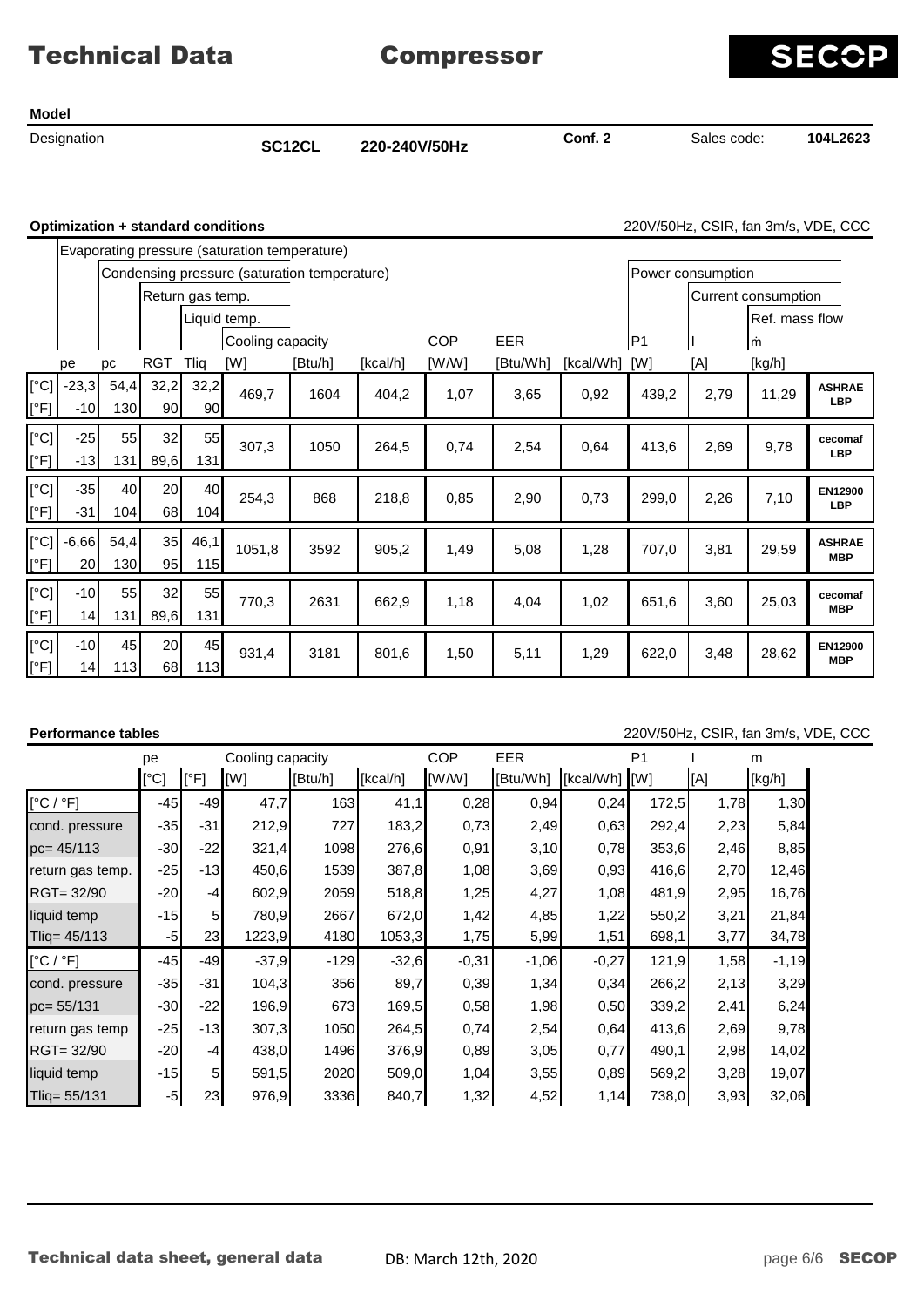# Technical Data Compressor

SECOP

**Model**

Designation **SC12CL** **220-240V/50Hz** **Conf. 2** Sales code: **104L2623**

**Optimization + standard conditions** 220V/50Hz, CSIR, fan 3m/s, VDE, CCC

| | Evaporating pressure (saturation temperature) | Condensing pressure (saturation temperature) | Return gas temp. | Liquid temp. | Cooling capacity | | | COP | EER | | Power consumption | Current consumption | Ref. mass flow | |
|---|---|---|---|---|---|---|---|---|---|---|---|---|---|---|
| | pe | pc | RGT | Tliq | [W] | [Btu/h] | [kcal/h] | [W/W] | [Btu/Wh] | [kcal/Wh] | P1 [W] | I [A] | ṁ [kg/h] | |
| [°C] | -23,3 | 54,4 | 32,2 | 32,2 | 469,7 | 1604 | 404,2 | 1,07 | 3,65 | 0,92 | 439,2 | 2,79 | 11,29 | ASHRAE LBP |
| [°F] | -10 | 130 | 90 | 90 | | | | | | | | | | |
| [°C] | -25 | 55 | 32 | 55 | 307,3 | 1050 | 264,5 | 0,74 | 2,54 | 0,64 | 413,6 | 2,69 | 9,78 | cecomaf LBP |
| [°F] | -13 | 131 | 89,6 | 131 | | | | | | | | | | |
| [°C] | -35 | 40 | 20 | 40 | 254,3 | 868 | 218,8 | 0,85 | 2,90 | 0,73 | 299,0 | 2,26 | 7,10 | EN12900 LBP |
| [°F] | -31 | 104 | 68 | 104 | | | | | | | | | | |
| [°C] | -6,66 | 54,4 | 35 | 46,1 | 1051,8 | 3592 | 905,2 | 1,49 | 5,08 | 1,28 | 707,0 | 3,81 | 29,59 | ASHRAE MBP |
| [°F] | 20 | 130 | 95 | 115 | | | | | | | | | | |
| [°C] | -10 | 55 | 32 | 55 | 770,3 | 2631 | 662,9 | 1,18 | 4,04 | 1,02 | 651,6 | 3,60 | 25,03 | cecomaf MBP |
| [°F] | 14 | 131 | 89,6 | 131 | | | | | | | | | | |
| [°C] | -10 | 45 | 20 | 45 | 931,4 | 3181 | 801,6 | 1,50 | 5,11 | 1,29 | 622,0 | 3,48 | 28,62 | EN12900 MBP |
| [°F] | 14 | 113 | 68 | 113 | | | | | | | | | | |

**Performance tables** 220V/50Hz, CSIR, fan 3m/s, VDE, CCC

| | pe | | Cooling capacity | | | COP | EER | | P1 | I | m |
|---|---|---|---|---|---|---|---|---|---|---|---|
| | [°C] | [°F] | [W] | [Btu/h] | [kcal/h] | [W/W] | [Btu/Wh] | [kcal/Wh] | [W] | [A] | [kg/h] |
| [°C / °F] | -45 | -49 | 47,7 | 163 | 41,1 | 0,28 | 0,94 | 0,24 | 172,5 | 1,78 | 1,30 |
| cond. pressure | -35 | -31 | 212,9 | 727 | 183,2 | 0,73 | 2,49 | 0,63 | 292,4 | 2,23 | 5,84 |
| pc= 45/113 | -30 | -22 | 321,4 | 1098 | 276,6 | 0,91 | 3,10 | 0,78 | 353,6 | 2,46 | 8,85 |
| return gas temp. | -25 | -13 | 450,6 | 1539 | 387,8 | 1,08 | 3,69 | 0,93 | 416,6 | 2,70 | 12,46 |
| RGT= 32/90 | -20 | -4 | 602,9 | 2059 | 518,8 | 1,25 | 4,27 | 1,08 | 481,9 | 2,95 | 16,76 |
| liquid temp | -15 | 5 | 780,9 | 2667 | 672,0 | 1,42 | 4,85 | 1,22 | 550,2 | 3,21 | 21,84 |
| Tliq= 45/113 | -5 | 23 | 1223,9 | 4180 | 1053,3 | 1,75 | 5,99 | 1,51 | 698,1 | 3,77 | 34,78 |
| [°C / °F] | -45 | -49 | -37,9 | -129 | -32,6 | -0,31 | -1,06 | -0,27 | 121,9 | 1,58 | -1,19 |
| cond. pressure | -35 | -31 | 104,3 | 356 | 89,7 | 0,39 | 1,34 | 0,34 | 266,2 | 2,13 | 3,29 |
| pc= 55/131 | -30 | -22 | 196,9 | 673 | 169,5 | 0,58 | 1,98 | 0,50 | 339,2 | 2,41 | 6,24 |
| return gas temp | -25 | -13 | 307,3 | 1050 | 264,5 | 0,74 | 2,54 | 0,64 | 413,6 | 2,69 | 9,78 |
| RGT= 32/90 | -20 | -4 | 438,0 | 1496 | 376,9 | 0,89 | 3,05 | 0,77 | 490,1 | 2,98 | 14,02 |
| liquid temp | -15 | 5 | 591,5 | 2020 | 509,0 | 1,04 | 3,55 | 0,89 | 569,2 | 3,28 | 19,07 |
| Tliq= 55/131 | -5 | 23 | 976,9 | 3336 | 840,7 | 1,32 | 4,52 | 1,14 | 738,0 | 3,93 | 32,06 |

Technical data sheet, general data DB: March 12th, 2020